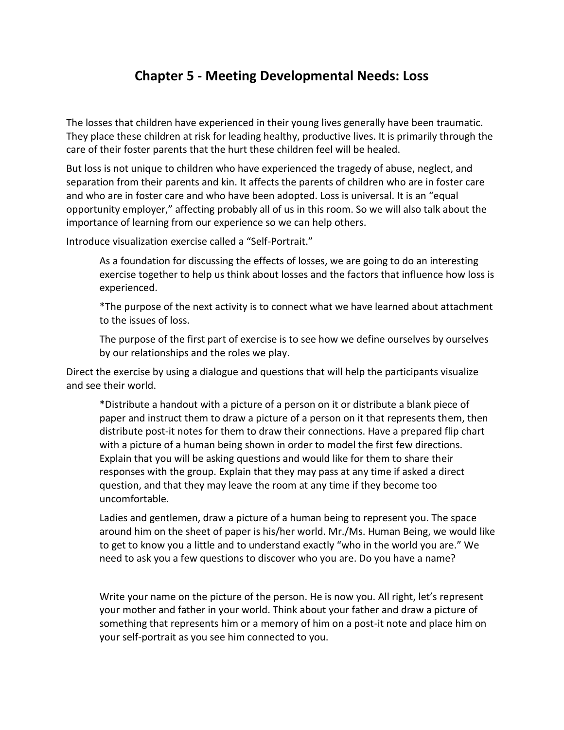# Chapter 5 - Meeting Developmental Needs: Loss

The losses that children have experienced in their young lives generally have been traumatic. They place these children at risk for leading healthy, productive lives. It is primarily through the care of their foster parents that the hurt these children feel will be healed.

But loss is not unique to children who have experienced the tragedy of abuse, neglect, and separation from their parents and kin. It affects the parents of children who are in foster care and who are in foster care and who have been adopted. Loss is universal. It is an "equal opportunity employer," affecting probably all of us in this room. So we will also talk about the importance of learning from our experience so we can help others.

Introduce visualization exercise called a "Self-Portrait."

> As a foundation for discussing the effects of losses, we are going to do an interesting exercise together to help us think about losses and the factors that influence how loss is experienced.
>
> *The purpose of the next activity is to connect what we have learned about attachment to the issues of loss.
>
> The purpose of the first part of exercise is to see how we define ourselves by ourselves by our relationships and the roles we play.

Direct the exercise by using a dialogue and questions that will help the participants visualize and see their world.

> *Distribute a handout with a picture of a person on it or distribute a blank piece of paper and instruct them to draw a picture of a person on it that represents them, then distribute post-it notes for them to draw their connections. Have a prepared flip chart with a picture of a human being shown in order to model the first few directions. Explain that you will be asking questions and would like for them to share their responses with the group. Explain that they may pass at any time if asked a direct question, and that they may leave the room at any time if they become too uncomfortable.
>
> Ladies and gentlemen, draw a picture of a human being to represent you. The space around him on the sheet of paper is his/her world. Mr./Ms. Human Being, we would like to get to know you a little and to understand exactly "who in the world you are." We need to ask you a few questions to discover who you are. Do you have a name?
>
> Write your name on the picture of the person. He is now you. All right, let's represent your mother and father in your world. Think about your father and draw a picture of something that represents him or a memory of him on a post-it note and place him on your self-portrait as you see him connected to you.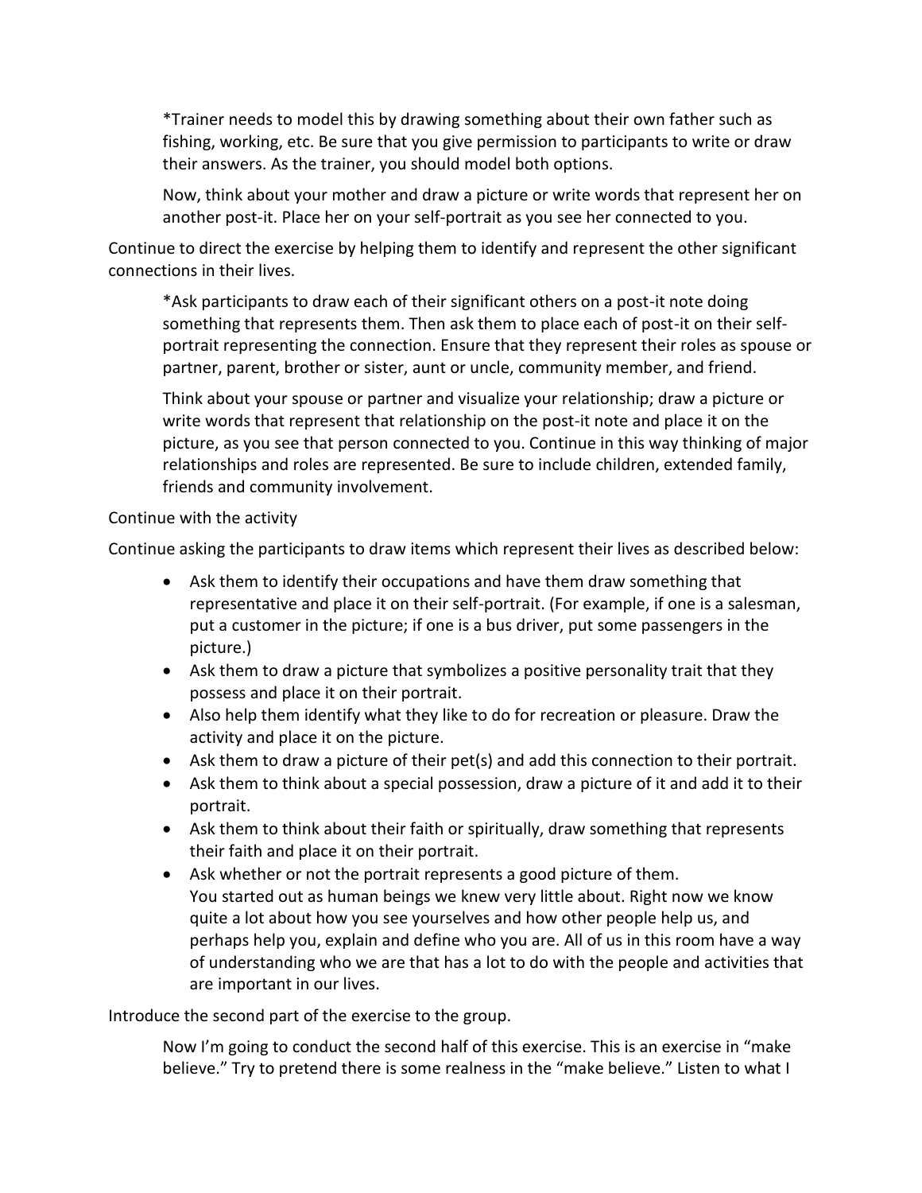*Trainer needs to model this by drawing something about their own father such as fishing, working, etc. Be sure that you give permission to participants to write or draw their answers. As the trainer, you should model both options.

Now, think about your mother and draw a picture or write words that represent her on another post-it. Place her on your self-portrait as you see her connected to you.

Continue to direct the exercise by helping them to identify and represent the other significant connections in their lives.

*Ask participants to draw each of their significant others on a post-it note doing something that represents them. Then ask them to place each of post-it on their self-portrait representing the connection. Ensure that they represent their roles as spouse or partner, parent, brother or sister, aunt or uncle, community member, and friend.

Think about your spouse or partner and visualize your relationship; draw a picture or write words that represent that relationship on the post-it note and place it on the picture, as you see that person connected to you. Continue in this way thinking of major relationships and roles are represented. Be sure to include children, extended family, friends and community involvement.

Continue with the activity

Continue asking the participants to draw items which represent their lives as described below:

- Ask them to identify their occupations and have them draw something that representative and place it on their self-portrait. (For example, if one is a salesman, put a customer in the picture; if one is a bus driver, put some passengers in the picture.)
- Ask them to draw a picture that symbolizes a positive personality trait that they possess and place it on their portrait.
- Also help them identify what they like to do for recreation or pleasure. Draw the activity and place it on the picture.
- Ask them to draw a picture of their pet(s) and add this connection to their portrait.
- Ask them to think about a special possession, draw a picture of it and add it to their portrait.
- Ask them to think about their faith or spiritually, draw something that represents their faith and place it on their portrait.
- Ask whether or not the portrait represents a good picture of them.
  You started out as human beings we knew very little about. Right now we know quite a lot about how you see yourselves and how other people help us, and perhaps help you, explain and define who you are. All of us in this room have a way of understanding who we are that has a lot to do with the people and activities that are important in our lives.

Introduce the second part of the exercise to the group.

Now I'm going to conduct the second half of this exercise. This is an exercise in "make believe." Try to pretend there is some realness in the "make believe." Listen to what I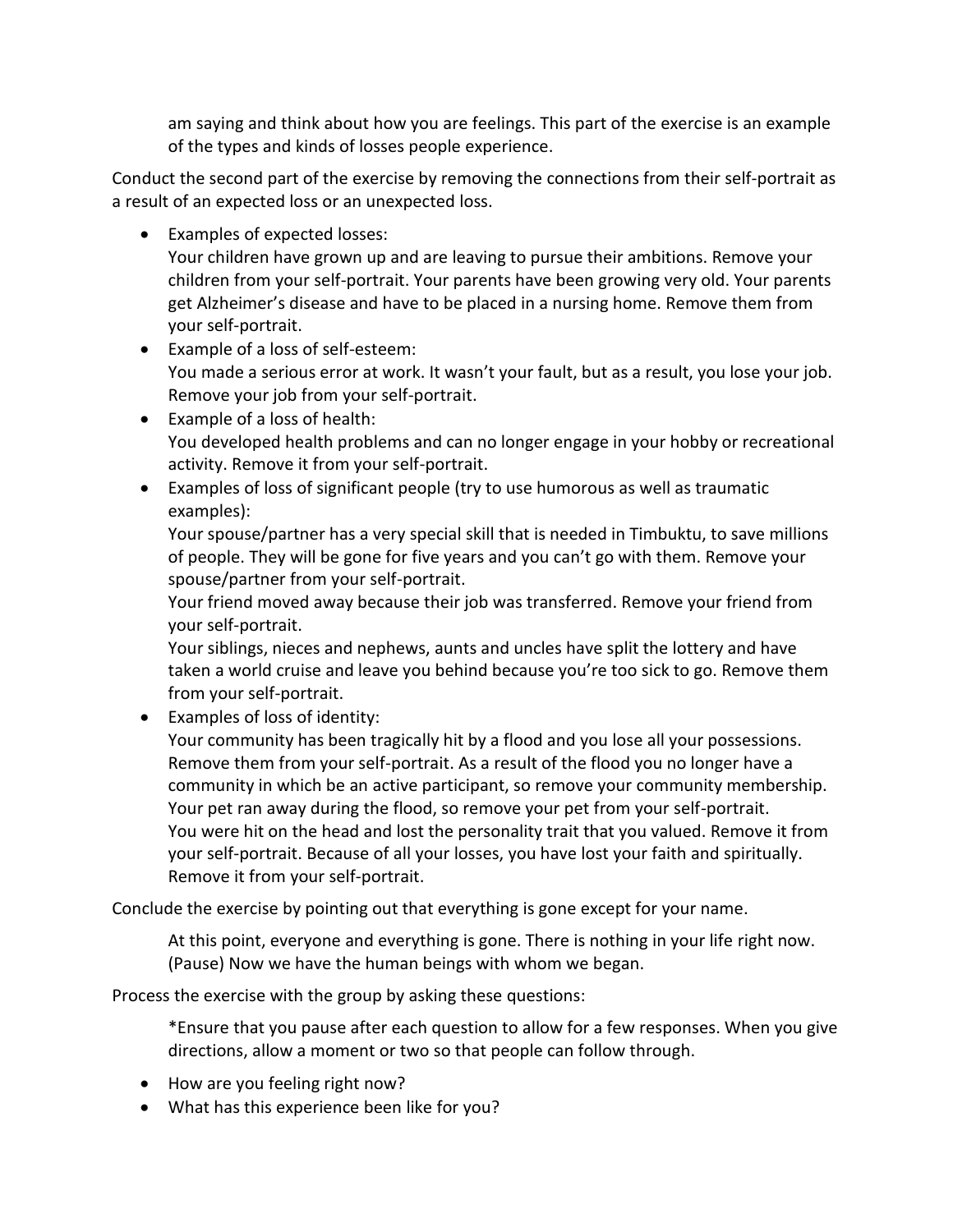am saying and think about how you are feelings. This part of the exercise is an example of the types and kinds of losses people experience.

Conduct the second part of the exercise by removing the connections from their self-portrait as a result of an expected loss or an unexpected loss.

- Examples of expected losses:
  Your children have grown up and are leaving to pursue their ambitions. Remove your children from your self-portrait. Your parents have been growing very old. Your parents get Alzheimer's disease and have to be placed in a nursing home. Remove them from your self-portrait.
- Example of a loss of self-esteem:
  You made a serious error at work. It wasn't your fault, but as a result, you lose your job. Remove your job from your self-portrait.
- Example of a loss of health:
  You developed health problems and can no longer engage in your hobby or recreational activity. Remove it from your self-portrait.
- Examples of loss of significant people (try to use humorous as well as traumatic examples):
  Your spouse/partner has a very special skill that is needed in Timbuktu, to save millions of people. They will be gone for five years and you can't go with them. Remove your spouse/partner from your self-portrait.
  Your friend moved away because their job was transferred. Remove your friend from your self-portrait.
  Your siblings, nieces and nephews, aunts and uncles have split the lottery and have taken a world cruise and leave you behind because you're too sick to go. Remove them from your self-portrait.
- Examples of loss of identity:
  Your community has been tragically hit by a flood and you lose all your possessions. Remove them from your self-portrait. As a result of the flood you no longer have a community in which be an active participant, so remove your community membership. Your pet ran away during the flood, so remove your pet from your self-portrait.
  You were hit on the head and lost the personality trait that you valued. Remove it from your self-portrait. Because of all your losses, you have lost your faith and spiritually. Remove it from your self-portrait.

Conclude the exercise by pointing out that everything is gone except for your name.

> At this point, everyone and everything is gone. There is nothing in your life right now. (Pause) Now we have the human beings with whom we began.

Process the exercise with the group by asking these questions:

> *Ensure that you pause after each question to allow for a few responses. When you give directions, allow a moment or two so that people can follow through.

- How are you feeling right now?
- What has this experience been like for you?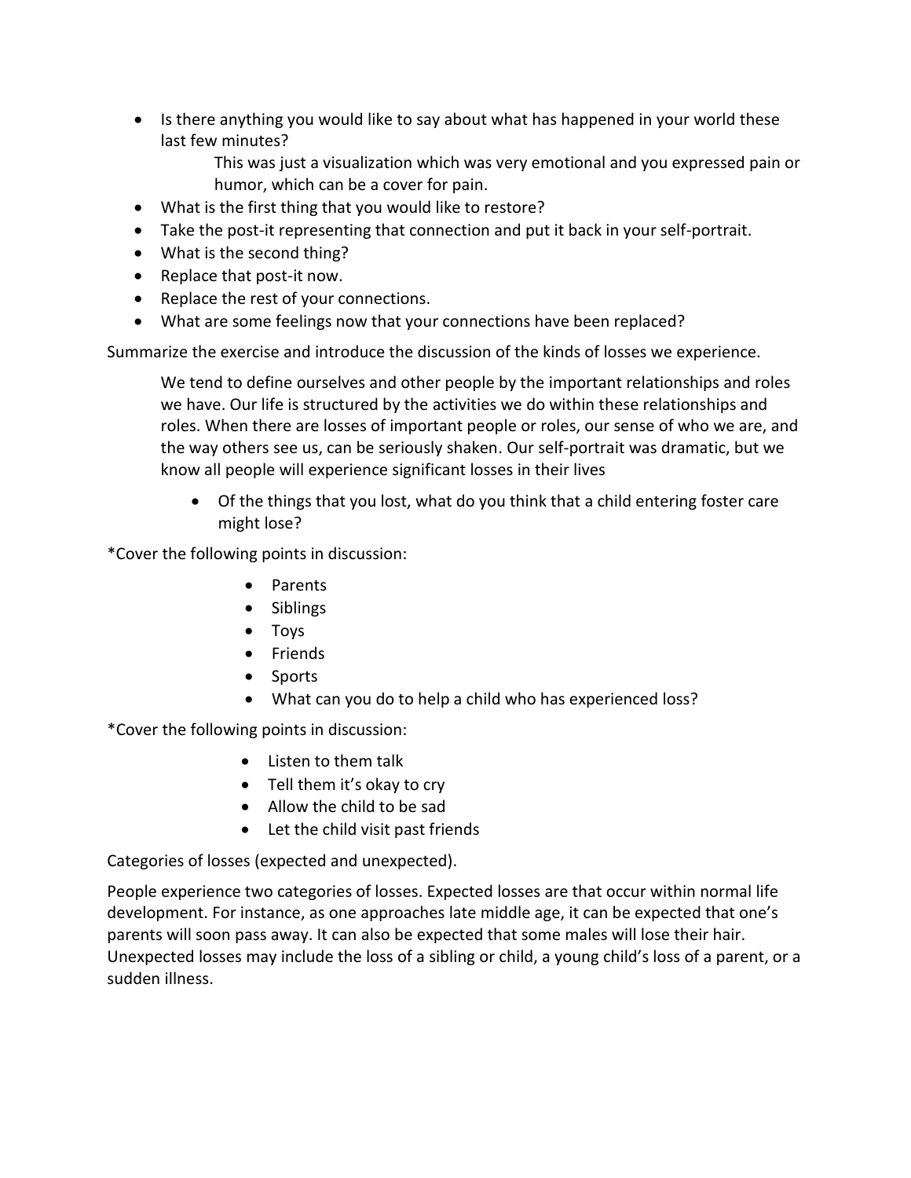- Is there anything you would like to say about what has happened in your world these last few minutes?

  This was just a visualization which was very emotional and you expressed pain or humor, which can be a cover for pain.

- What is the first thing that you would like to restore?
- Take the post-it representing that connection and put it back in your self-portrait.
- What is the second thing?
- Replace that post-it now.
- Replace the rest of your connections.
- What are some feelings now that your connections have been replaced?

Summarize the exercise and introduce the discussion of the kinds of losses we experience.

> We tend to define ourselves and other people by the important relationships and roles we have. Our life is structured by the activities we do within these relationships and roles. When there are losses of important people or roles, our sense of who we are, and the way others see us, can be seriously shaken. Our self-portrait was dramatic, but we know all people will experience significant losses in their lives
>
> - Of the things that you lost, what do you think that a child entering foster care might lose?

*Cover the following points in discussion:

- Parents
- Siblings
- Toys
- Friends
- Sports
- What can you do to help a child who has experienced loss?

*Cover the following points in discussion:

- Listen to them talk
- Tell them it's okay to cry
- Allow the child to be sad
- Let the child visit past friends

Categories of losses (expected and unexpected).

People experience two categories of losses. Expected losses are that occur within normal life development. For instance, as one approaches late middle age, it can be expected that one's parents will soon pass away. It can also be expected that some males will lose their hair. Unexpected losses may include the loss of a sibling or child, a young child's loss of a parent, or a sudden illness.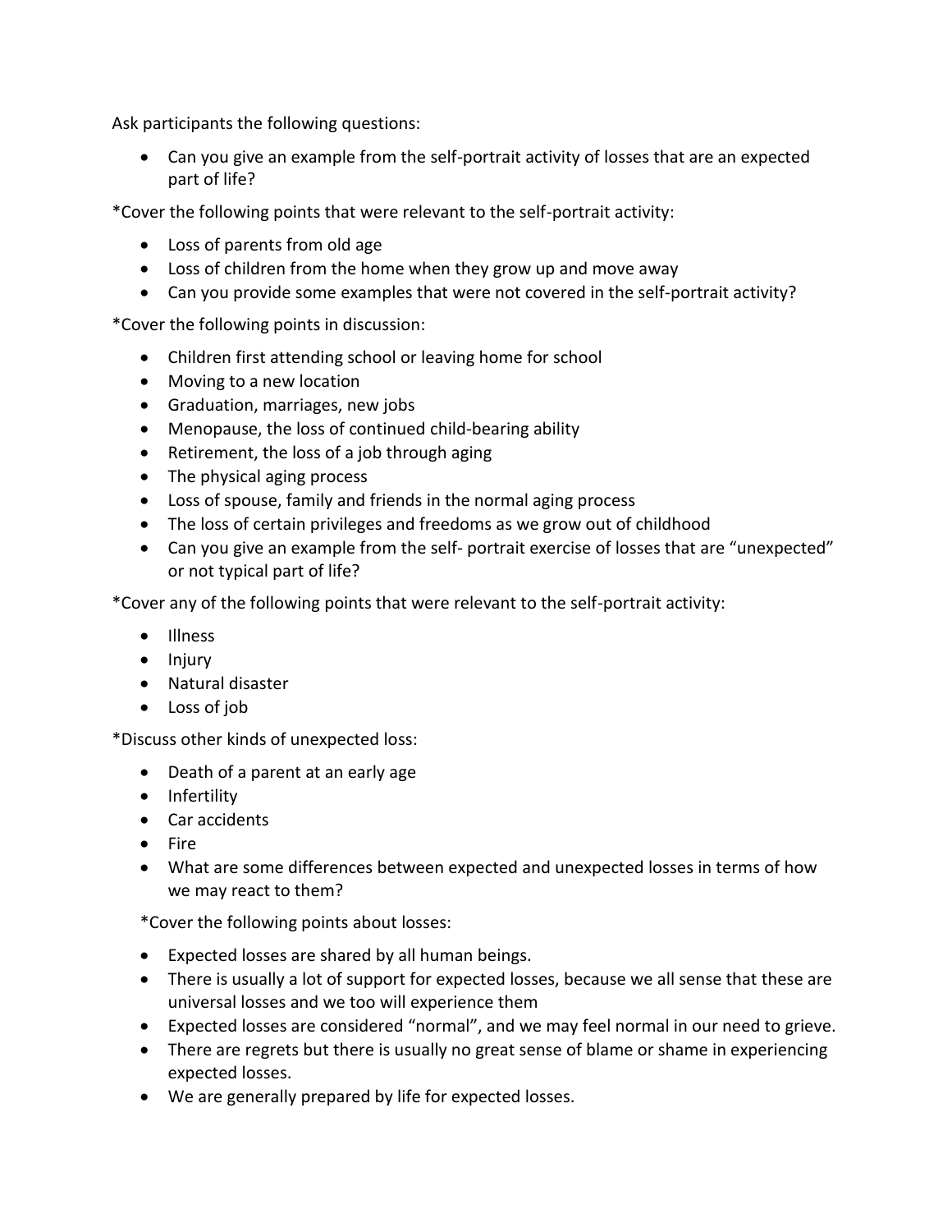Ask participants the following questions:

- Can you give an example from the self-portrait activity of losses that are an expected part of life?

*Cover the following points that were relevant to the self-portrait activity:

- Loss of parents from old age
- Loss of children from the home when they grow up and move away
- Can you provide some examples that were not covered in the self-portrait activity?

*Cover the following points in discussion:

- Children first attending school or leaving home for school
- Moving to a new location
- Graduation, marriages, new jobs
- Menopause, the loss of continued child-bearing ability
- Retirement, the loss of a job through aging
- The physical aging process
- Loss of spouse, family and friends in the normal aging process
- The loss of certain privileges and freedoms as we grow out of childhood
- Can you give an example from the self- portrait exercise of losses that are "unexpected" or not typical part of life?

*Cover any of the following points that were relevant to the self-portrait activity:

- Illness
- Injury
- Natural disaster
- Loss of job

*Discuss other kinds of unexpected loss:

- Death of a parent at an early age
- Infertility
- Car accidents
- Fire
- What are some differences between expected and unexpected losses in terms of how we may react to them?

*Cover the following points about losses:

- Expected losses are shared by all human beings.
- There is usually a lot of support for expected losses, because we all sense that these are universal losses and we too will experience them
- Expected losses are considered "normal", and we may feel normal in our need to grieve.
- There are regrets but there is usually no great sense of blame or shame in experiencing expected losses.
- We are generally prepared by life for expected losses.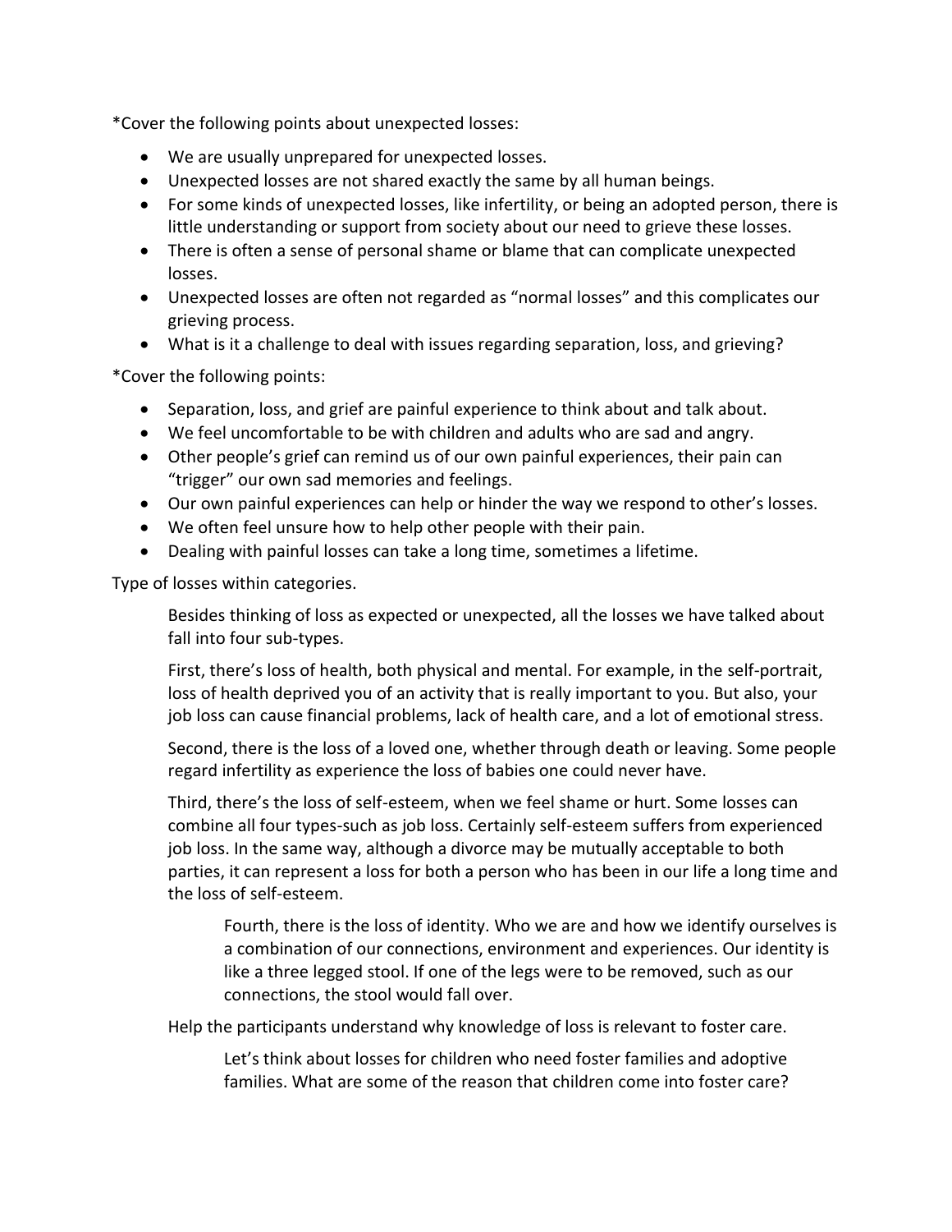*Cover the following points about unexpected losses:

- We are usually unprepared for unexpected losses.
- Unexpected losses are not shared exactly the same by all human beings.
- For some kinds of unexpected losses, like infertility, or being an adopted person, there is little understanding or support from society about our need to grieve these losses.
- There is often a sense of personal shame or blame that can complicate unexpected losses.
- Unexpected losses are often not regarded as "normal losses" and this complicates our grieving process.
- What is it a challenge to deal with issues regarding separation, loss, and grieving?

*Cover the following points:

- Separation, loss, and grief are painful experience to think about and talk about.
- We feel uncomfortable to be with children and adults who are sad and angry.
- Other people's grief can remind us of our own painful experiences, their pain can "trigger" our own sad memories and feelings.
- Our own painful experiences can help or hinder the way we respond to other's losses.
- We often feel unsure how to help other people with their pain.
- Dealing with painful losses can take a long time, sometimes a lifetime.

Type of losses within categories.

> Besides thinking of loss as expected or unexpected, all the losses we have talked about fall into four sub-types.
>
> First, there's loss of health, both physical and mental. For example, in the self-portrait, loss of health deprived you of an activity that is really important to you. But also, your job loss can cause financial problems, lack of health care, and a lot of emotional stress.
>
> Second, there is the loss of a loved one, whether through death or leaving. Some people regard infertility as experience the loss of babies one could never have.
>
> Third, there's the loss of self-esteem, when we feel shame or hurt. Some losses can combine all four types-such as job loss. Certainly self-esteem suffers from experienced job loss. In the same way, although a divorce may be mutually acceptable to both parties, it can represent a loss for both a person who has been in our life a long time and the loss of self-esteem.
>
> > Fourth, there is the loss of identity. Who we are and how we identify ourselves is a combination of our connections, environment and experiences. Our identity is like a three legged stool. If one of the legs were to be removed, such as our connections, the stool would fall over.
>
> Help the participants understand why knowledge of loss is relevant to foster care.
>
> > Let's think about losses for children who need foster families and adoptive families. What are some of the reason that children come into foster care?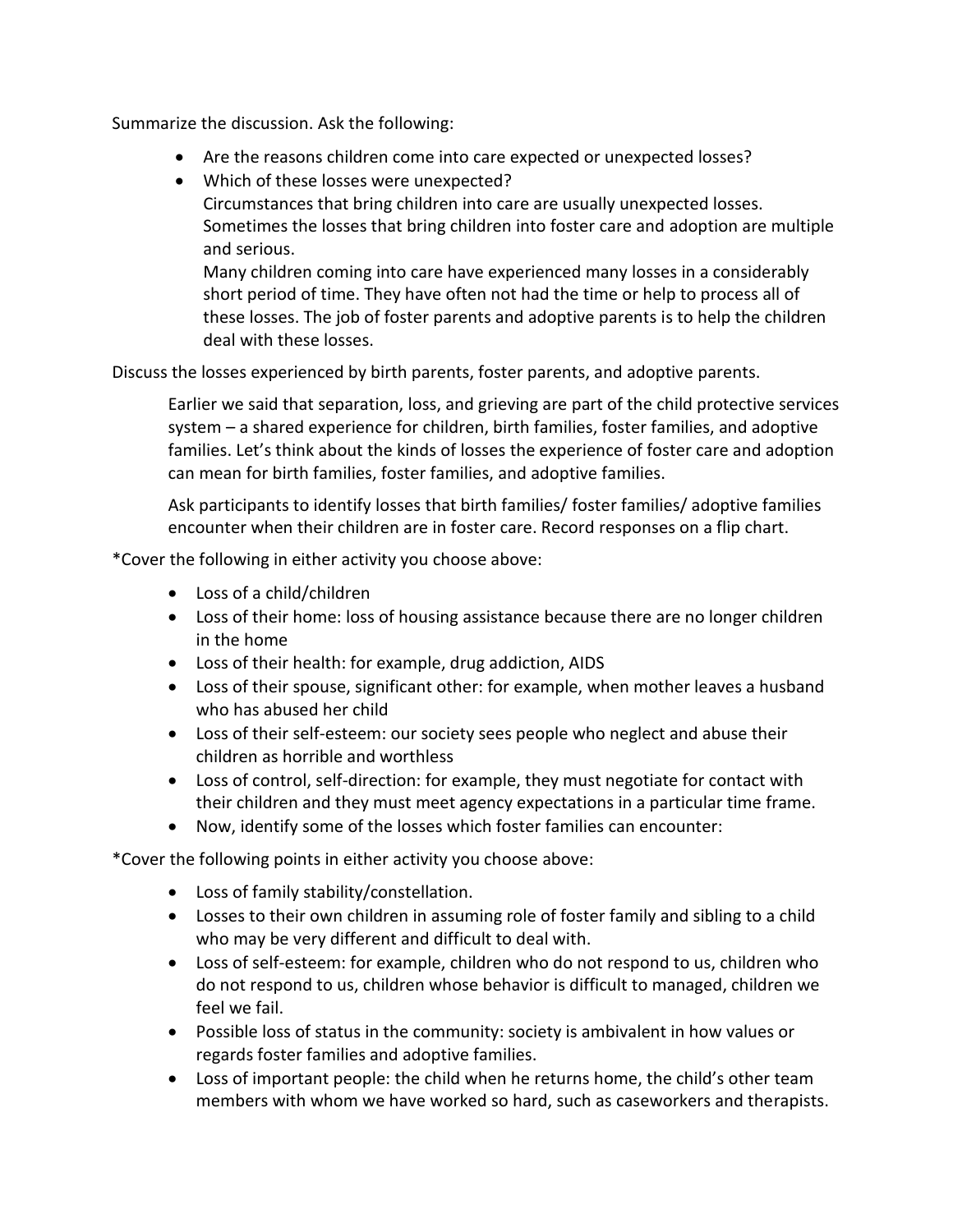Summarize the discussion. Ask the following:

- Are the reasons children come into care expected or unexpected losses?
- Which of these losses were unexpected?
  Circumstances that bring children into care are usually unexpected losses. Sometimes the losses that bring children into foster care and adoption are multiple and serious.
  Many children coming into care have experienced many losses in a considerably short period of time. They have often not had the time or help to process all of these losses. The job of foster parents and adoptive parents is to help the children deal with these losses.

Discuss the losses experienced by birth parents, foster parents, and adoptive parents.

Earlier we said that separation, loss, and grieving are part of the child protective services system – a shared experience for children, birth families, foster families, and adoptive families. Let's think about the kinds of losses the experience of foster care and adoption can mean for birth families, foster families, and adoptive families.

Ask participants to identify losses that birth families/ foster families/ adoptive families encounter when their children are in foster care. Record responses on a flip chart.

*Cover the following in either activity you choose above:

- Loss of a child/children
- Loss of their home: loss of housing assistance because there are no longer children in the home
- Loss of their health: for example, drug addiction, AIDS
- Loss of their spouse, significant other: for example, when mother leaves a husband who has abused her child
- Loss of their self-esteem: our society sees people who neglect and abuse their children as horrible and worthless
- Loss of control, self-direction: for example, they must negotiate for contact with their children and they must meet agency expectations in a particular time frame.
- Now, identify some of the losses which foster families can encounter:

*Cover the following points in either activity you choose above:

- Loss of family stability/constellation.
- Losses to their own children in assuming role of foster family and sibling to a child who may be very different and difficult to deal with.
- Loss of self-esteem: for example, children who do not respond to us, children who do not respond to us, children whose behavior is difficult to managed, children we feel we fail.
- Possible loss of status in the community: society is ambivalent in how values or regards foster families and adoptive families.
- Loss of important people: the child when he returns home, the child's other team members with whom we have worked so hard, such as caseworkers and therapists.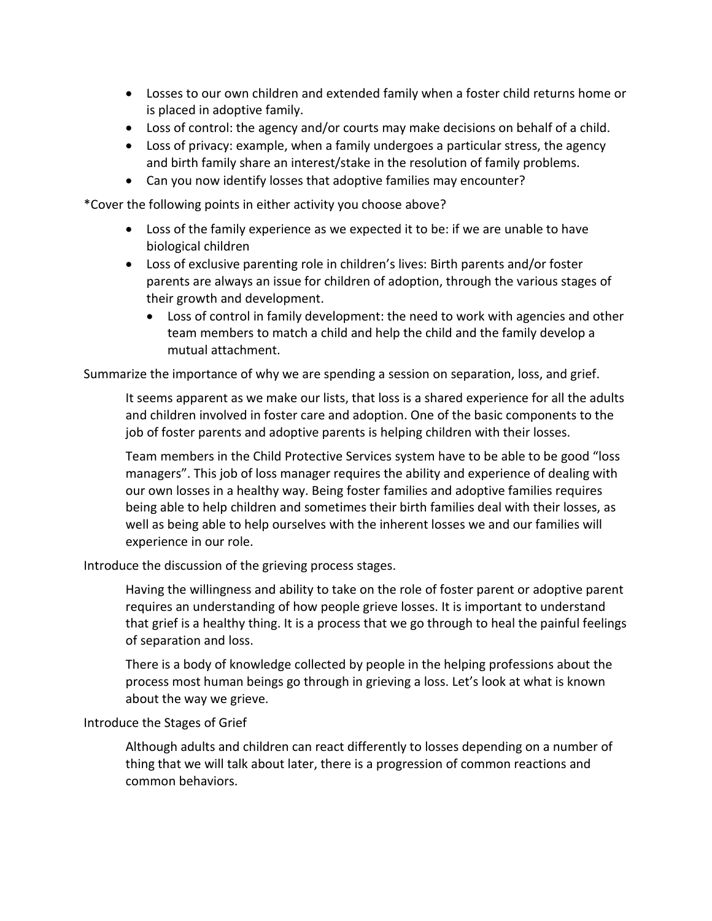- Losses to our own children and extended family when a foster child returns home or is placed in adoptive family.
- Loss of control: the agency and/or courts may make decisions on behalf of a child.
- Loss of privacy: example, when a family undergoes a particular stress, the agency and birth family share an interest/stake in the resolution of family problems.
- Can you now identify losses that adoptive families may encounter?

*Cover the following points in either activity you choose above?

- Loss of the family experience as we expected it to be: if we are unable to have biological children
- Loss of exclusive parenting role in children's lives: Birth parents and/or foster parents are always an issue for children of adoption, through the various stages of their growth and development.
  - Loss of control in family development: the need to work with agencies and other team members to match a child and help the child and the family develop a mutual attachment.

Summarize the importance of why we are spending a session on separation, loss, and grief.

> It seems apparent as we make our lists, that loss is a shared experience for all the adults and children involved in foster care and adoption. One of the basic components to the job of foster parents and adoptive parents is helping children with their losses.
>
> Team members in the Child Protective Services system have to be able to be good "loss managers". This job of loss manager requires the ability and experience of dealing with our own losses in a healthy way. Being foster families and adoptive families requires being able to help children and sometimes their birth families deal with their losses, as well as being able to help ourselves with the inherent losses we and our families will experience in our role.

Introduce the discussion of the grieving process stages.

> Having the willingness and ability to take on the role of foster parent or adoptive parent requires an understanding of how people grieve losses. It is important to understand that grief is a healthy thing. It is a process that we go through to heal the painful feelings of separation and loss.
>
> There is a body of knowledge collected by people in the helping professions about the process most human beings go through in grieving a loss. Let's look at what is known about the way we grieve.

Introduce the Stages of Grief

> Although adults and children can react differently to losses depending on a number of thing that we will talk about later, there is a progression of common reactions and common behaviors.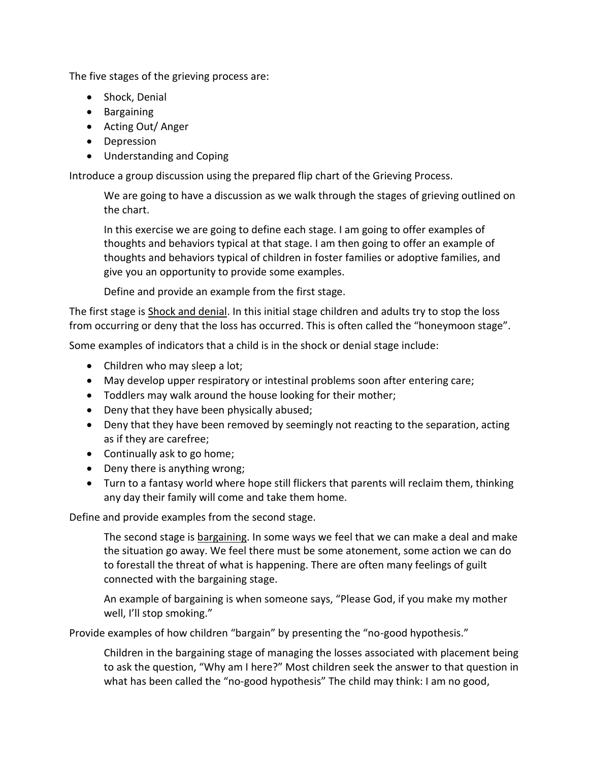The five stages of the grieving process are:

- Shock, Denial
- Bargaining
- Acting Out/ Anger
- Depression
- Understanding and Coping

Introduce a group discussion using the prepared flip chart of the Grieving Process.

> We are going to have a discussion as we walk through the stages of grieving outlined on the chart.
>
> In this exercise we are going to define each stage. I am going to offer examples of thoughts and behaviors typical at that stage. I am then going to offer an example of thoughts and behaviors typical of children in foster families or adoptive families, and give you an opportunity to provide some examples.
>
> Define and provide an example from the first stage.

The first stage is <u>Shock and denial</u>. In this initial stage children and adults try to stop the loss from occurring or deny that the loss has occurred. This is often called the "honeymoon stage".

Some examples of indicators that a child is in the shock or denial stage include:

- Children who may sleep a lot;
- May develop upper respiratory or intestinal problems soon after entering care;
- Toddlers may walk around the house looking for their mother;
- Deny that they have been physically abused;
- Deny that they have been removed by seemingly not reacting to the separation, acting as if they are carefree;
- Continually ask to go home;
- Deny there is anything wrong;
- Turn to a fantasy world where hope still flickers that parents will reclaim them, thinking any day their family will come and take them home.

Define and provide examples from the second stage.

> The second stage is <u>bargaining</u>. In some ways we feel that we can make a deal and make the situation go away. We feel there must be some atonement, some action we can do to forestall the threat of what is happening. There are often many feelings of guilt connected with the bargaining stage.
>
> An example of bargaining is when someone says, "Please God, if you make my mother well, I'll stop smoking."

Provide examples of how children "bargain" by presenting the "no-good hypothesis."

> Children in the bargaining stage of managing the losses associated with placement being to ask the question, "Why am I here?" Most children seek the answer to that question in what has been called the "no-good hypothesis" The child may think: I am no good,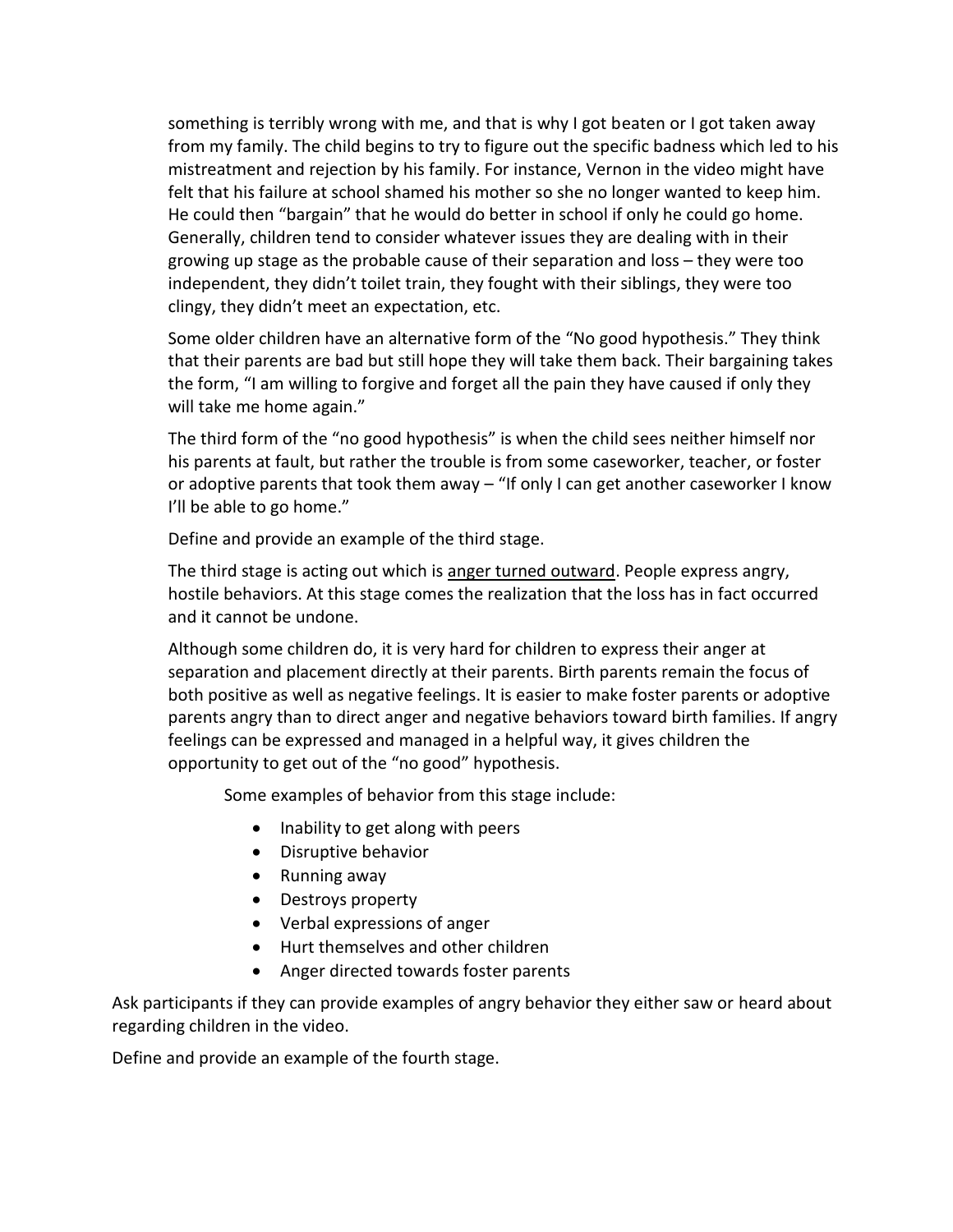something is terribly wrong with me, and that is why I got beaten or I got taken away from my family. The child begins to try to figure out the specific badness which led to his mistreatment and rejection by his family. For instance, Vernon in the video might have felt that his failure at school shamed his mother so she no longer wanted to keep him. He could then "bargain" that he would do better in school if only he could go home. Generally, children tend to consider whatever issues they are dealing with in their growing up stage as the probable cause of their separation and loss – they were too independent, they didn't toilet train, they fought with their siblings, they were too clingy, they didn't meet an expectation, etc.

Some older children have an alternative form of the "No good hypothesis." They think that their parents are bad but still hope they will take them back. Their bargaining takes the form, "I am willing to forgive and forget all the pain they have caused if only they will take me home again."

The third form of the "no good hypothesis" is when the child sees neither himself nor his parents at fault, but rather the trouble is from some caseworker, teacher, or foster or adoptive parents that took them away – "If only I can get another caseworker I know I'll be able to go home."

Define and provide an example of the third stage.

The third stage is acting out which is <u>anger turned outward</u>. People express angry, hostile behaviors. At this stage comes the realization that the loss has in fact occurred and it cannot be undone.

Although some children do, it is very hard for children to express their anger at separation and placement directly at their parents. Birth parents remain the focus of both positive as well as negative feelings. It is easier to make foster parents or adoptive parents angry than to direct anger and negative behaviors toward birth families. If angry feelings can be expressed and managed in a helpful way, it gives children the opportunity to get out of the "no good" hypothesis.

Some examples of behavior from this stage include:

- Inability to get along with peers
- Disruptive behavior
- Running away
- Destroys property
- Verbal expressions of anger
- Hurt themselves and other children
- Anger directed towards foster parents

Ask participants if they can provide examples of angry behavior they either saw or heard about regarding children in the video.

Define and provide an example of the fourth stage.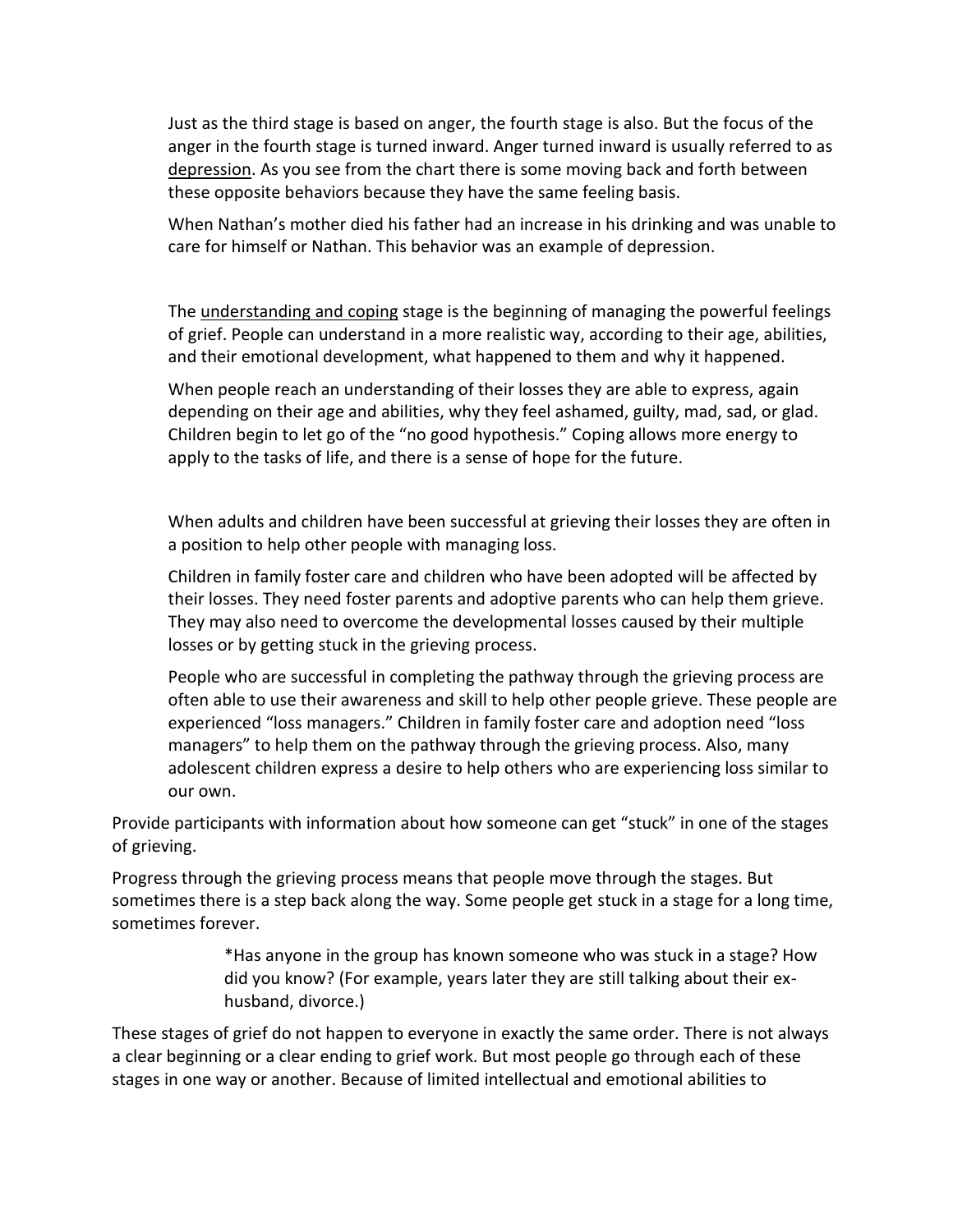Just as the third stage is based on anger, the fourth stage is also. But the focus of the anger in the fourth stage is turned inward. Anger turned inward is usually referred to as <u>depression</u>. As you see from the chart there is some moving back and forth between these opposite behaviors because they have the same feeling basis.

When Nathan's mother died his father had an increase in his drinking and was unable to care for himself or Nathan. This behavior was an example of depression.

The <u>understanding and coping</u> stage is the beginning of managing the powerful feelings of grief. People can understand in a more realistic way, according to their age, abilities, and their emotional development, what happened to them and why it happened.

When people reach an understanding of their losses they are able to express, again depending on their age and abilities, why they feel ashamed, guilty, mad, sad, or glad. Children begin to let go of the "no good hypothesis." Coping allows more energy to apply to the tasks of life, and there is a sense of hope for the future.

When adults and children have been successful at grieving their losses they are often in a position to help other people with managing loss.

Children in family foster care and children who have been adopted will be affected by their losses. They need foster parents and adoptive parents who can help them grieve. They may also need to overcome the developmental losses caused by their multiple losses or by getting stuck in the grieving process.

People who are successful in completing the pathway through the grieving process are often able to use their awareness and skill to help other people grieve. These people are experienced "loss managers." Children in family foster care and adoption need "loss managers" to help them on the pathway through the grieving process. Also, many adolescent children express a desire to help others who are experiencing loss similar to our own.

Provide participants with information about how someone can get "stuck" in one of the stages of grieving.

Progress through the grieving process means that people move through the stages. But sometimes there is a step back along the way. Some people get stuck in a stage for a long time, sometimes forever.

> *Has anyone in the group has known someone who was stuck in a stage? How did you know? (For example, years later they are still talking about their ex-husband, divorce.)

These stages of grief do not happen to everyone in exactly the same order. There is not always a clear beginning or a clear ending to grief work. But most people go through each of these stages in one way or another. Because of limited intellectual and emotional abilities to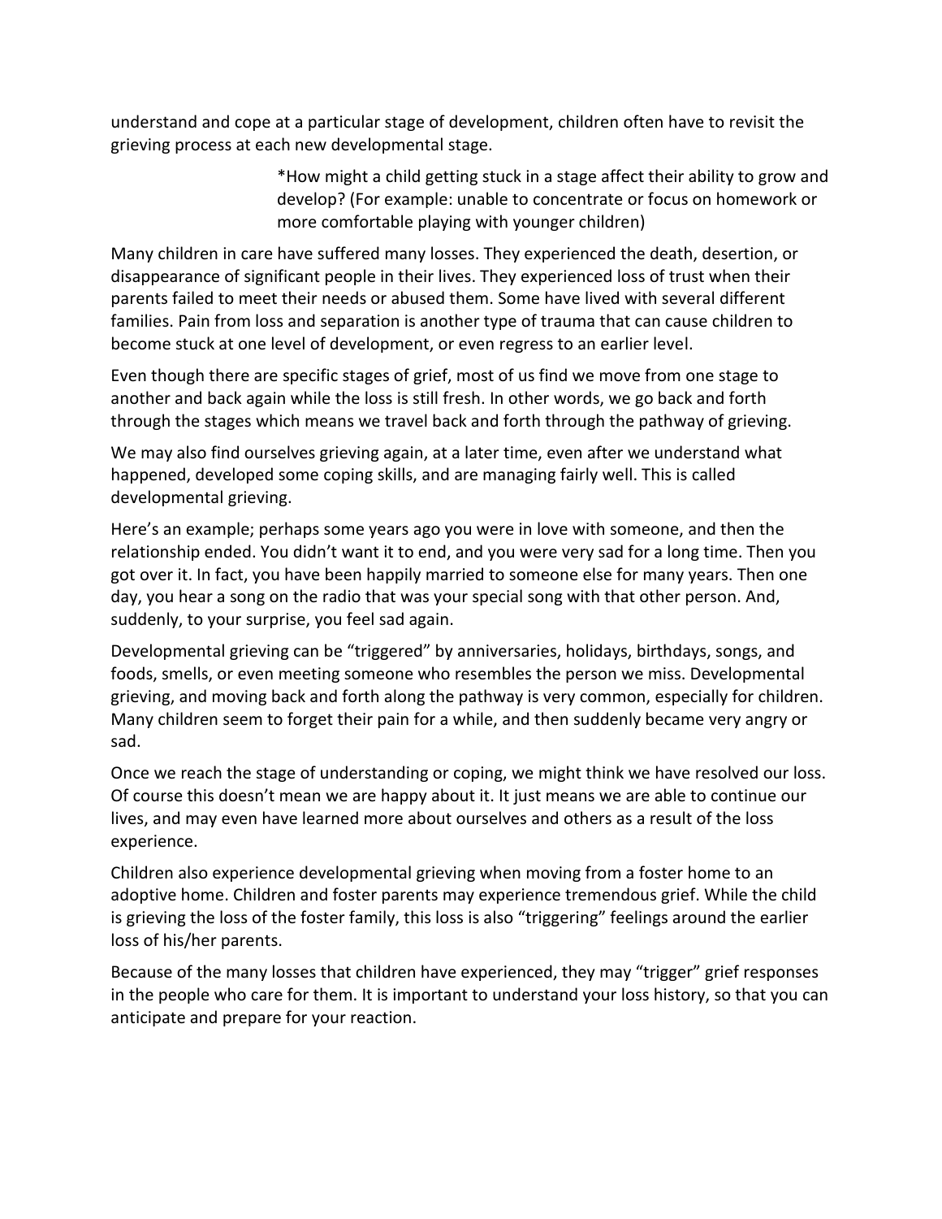understand and cope at a particular stage of development, children often have to revisit the grieving process at each new developmental stage.

> *How might a child getting stuck in a stage affect their ability to grow and develop? (For example: unable to concentrate or focus on homework or more comfortable playing with younger children)

Many children in care have suffered many losses. They experienced the death, desertion, or disappearance of significant people in their lives. They experienced loss of trust when their parents failed to meet their needs or abused them. Some have lived with several different families. Pain from loss and separation is another type of trauma that can cause children to become stuck at one level of development, or even regress to an earlier level.

Even though there are specific stages of grief, most of us find we move from one stage to another and back again while the loss is still fresh. In other words, we go back and forth through the stages which means we travel back and forth through the pathway of grieving.

We may also find ourselves grieving again, at a later time, even after we understand what happened, developed some coping skills, and are managing fairly well. This is called developmental grieving.

Here's an example; perhaps some years ago you were in love with someone, and then the relationship ended. You didn't want it to end, and you were very sad for a long time. Then you got over it. In fact, you have been happily married to someone else for many years. Then one day, you hear a song on the radio that was your special song with that other person. And, suddenly, to your surprise, you feel sad again.

Developmental grieving can be "triggered" by anniversaries, holidays, birthdays, songs, and foods, smells, or even meeting someone who resembles the person we miss. Developmental grieving, and moving back and forth along the pathway is very common, especially for children. Many children seem to forget their pain for a while, and then suddenly became very angry or sad.

Once we reach the stage of understanding or coping, we might think we have resolved our loss. Of course this doesn't mean we are happy about it. It just means we are able to continue our lives, and may even have learned more about ourselves and others as a result of the loss experience.

Children also experience developmental grieving when moving from a foster home to an adoptive home. Children and foster parents may experience tremendous grief. While the child is grieving the loss of the foster family, this loss is also "triggering" feelings around the earlier loss of his/her parents.

Because of the many losses that children have experienced, they may "trigger" grief responses in the people who care for them. It is important to understand your loss history, so that you can anticipate and prepare for your reaction.